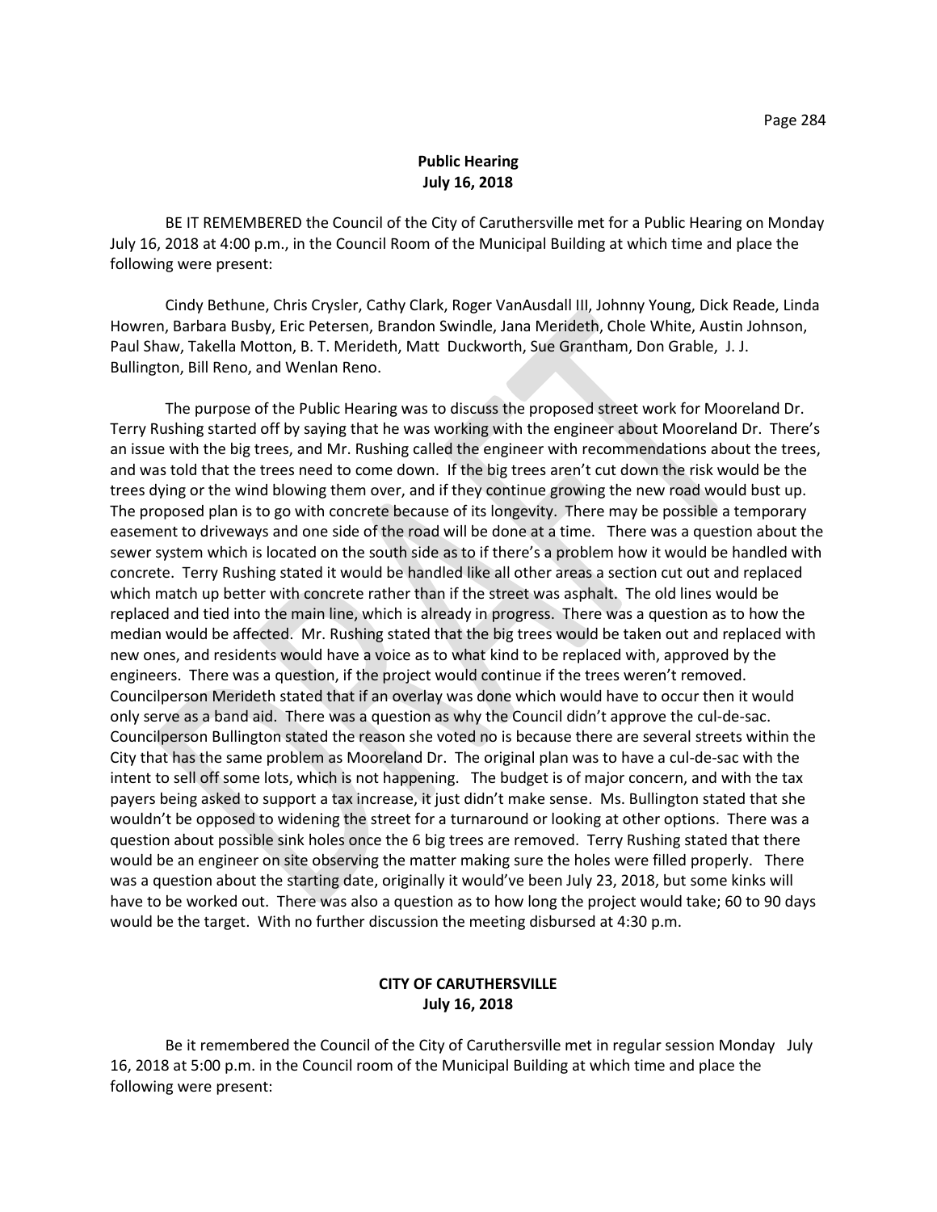**Public Hearing**
**July 16, 2018**

BE IT REMEMBERED the Council of the City of Caruthersville met for a Public Hearing on Monday July 16, 2018 at 4:00 p.m., in the Council Room of the Municipal Building at which time and place the following were present:

Cindy Bethune, Chris Crysler, Cathy Clark, Roger VanAusdall III, Johnny Young, Dick Reade, Linda Howren, Barbara Busby, Eric Petersen, Brandon Swindle, Jana Merideth, Chole White, Austin Johnson, Paul Shaw, Takella Motton, B. T. Merideth, Matt Duckworth, Sue Grantham, Don Grable, J. J. Bullington, Bill Reno, and Wenlan Reno.

The purpose of the Public Hearing was to discuss the proposed street work for Mooreland Dr. Terry Rushing started off by saying that he was working with the engineer about Mooreland Dr. There's an issue with the big trees, and Mr. Rushing called the engineer with recommendations about the trees, and was told that the trees need to come down. If the big trees aren't cut down the risk would be the trees dying or the wind blowing them over, and if they continue growing the new road would bust up. The proposed plan is to go with concrete because of its longevity. There may be possible a temporary easement to driveways and one side of the road will be done at a time. There was a question about the sewer system which is located on the south side as to if there's a problem how it would be handled with concrete. Terry Rushing stated it would be handled like all other areas a section cut out and replaced which match up better with concrete rather than if the street was asphalt. The old lines would be replaced and tied into the main line, which is already in progress. There was a question as to how the median would be affected. Mr. Rushing stated that the big trees would be taken out and replaced with new ones, and residents would have a voice as to what kind to be replaced with, approved by the engineers. There was a question, if the project would continue if the trees weren't removed. Councilperson Merideth stated that if an overlay was done which would have to occur then it would only serve as a band aid. There was a question as why the Council didn't approve the cul-de-sac. Councilperson Bullington stated the reason she voted no is because there are several streets within the City that has the same problem as Mooreland Dr. The original plan was to have a cul-de-sac with the intent to sell off some lots, which is not happening. The budget is of major concern, and with the tax payers being asked to support a tax increase, it just didn't make sense. Ms. Bullington stated that she wouldn't be opposed to widening the street for a turnaround or looking at other options. There was a question about possible sink holes once the 6 big trees are removed. Terry Rushing stated that there would be an engineer on site observing the matter making sure the holes were filled properly. There was a question about the starting date, originally it would've been July 23, 2018, but some kinks will have to be worked out. There was also a question as to how long the project would take; 60 to 90 days would be the target. With no further discussion the meeting disbursed at 4:30 p.m.

**CITY OF CARUTHERSVILLE**
**July 16, 2018**

Be it remembered the Council of the City of Caruthersville met in regular session Monday July 16, 2018 at 5:00 p.m. in the Council room of the Municipal Building at which time and place the following were present: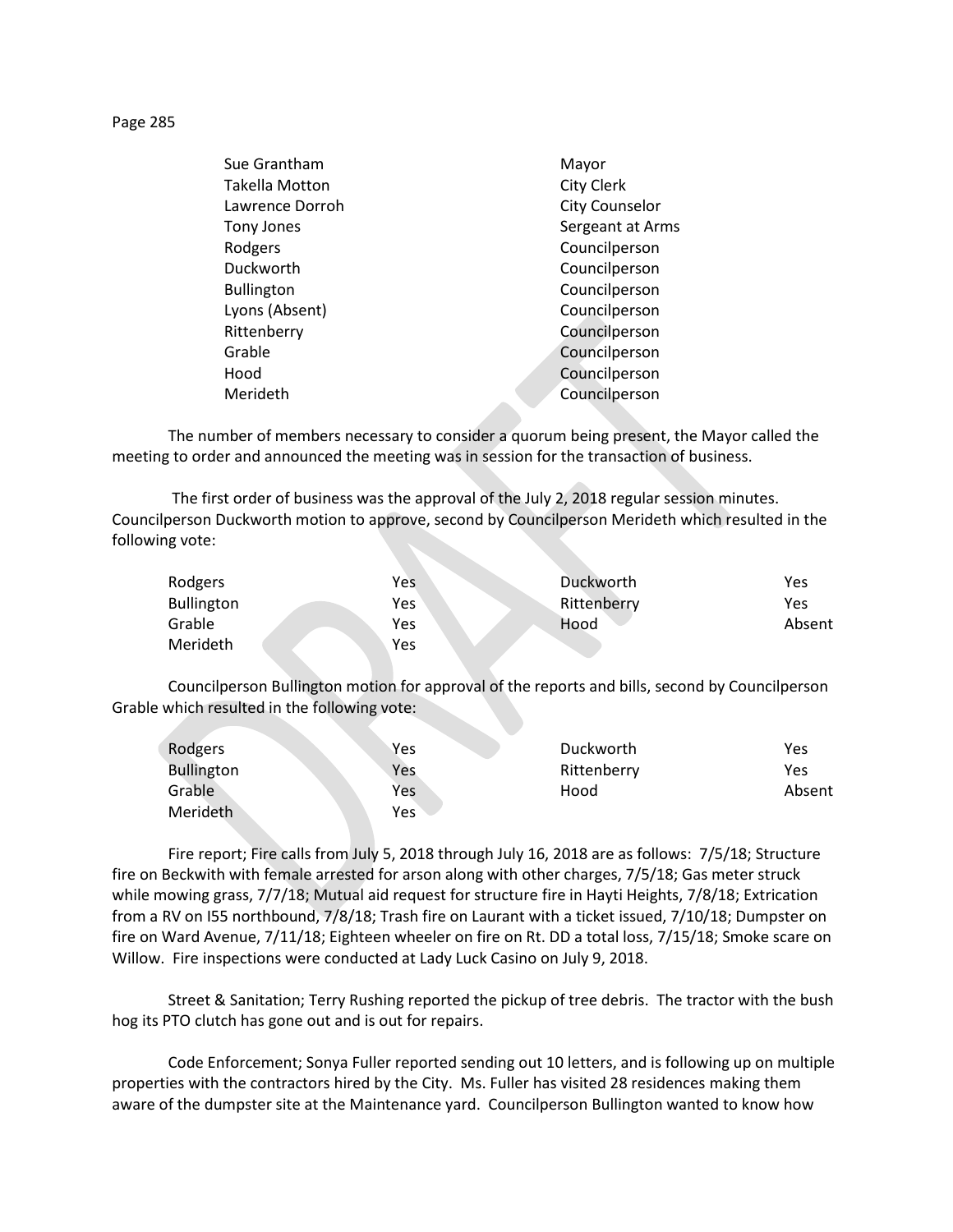| | |
|---|---|
| Sue Grantham | Mayor |
| Takella Motton | City Clerk |
| Lawrence Dorroh | City Counselor |
| Tony Jones | Sergeant at Arms |
| Rodgers | Councilperson |
| Duckworth | Councilperson |
| Bullington | Councilperson |
| Lyons (Absent) | Councilperson |
| Rittenberry | Councilperson |
| Grable | Councilperson |
| Hood | Councilperson |
| Merideth | Councilperson |

The number of members necessary to consider a quorum being present, the Mayor called the meeting to order and announced the meeting was in session for the transaction of business.

The first order of business was the approval of the July 2, 2018 regular session minutes. Councilperson Duckworth motion to approve, second by Councilperson Merideth which resulted in the following vote:

| | | | |
|---|---|---|---|
| Rodgers | Yes | Duckworth | Yes |
| Bullington | Yes | Rittenberry | Yes |
| Grable | Yes | Hood | Absent |
| Merideth | Yes | | |

Councilperson Bullington motion for approval of the reports and bills, second by Councilperson Grable which resulted in the following vote:

| | | | |
|---|---|---|---|
| Rodgers | Yes | Duckworth | Yes |
| Bullington | Yes | Rittenberry | Yes |
| Grable | Yes | Hood | Absent |
| Merideth | Yes | | |

Fire report; Fire calls from July 5, 2018 through July 16, 2018 are as follows: 7/5/18; Structure fire on Beckwith with female arrested for arson along with other charges, 7/5/18; Gas meter struck while mowing grass, 7/7/18; Mutual aid request for structure fire in Hayti Heights, 7/8/18; Extrication from a RV on I55 northbound, 7/8/18; Trash fire on Laurant with a ticket issued, 7/10/18; Dumpster on fire on Ward Avenue, 7/11/18; Eighteen wheeler on fire on Rt. DD a total loss, 7/15/18; Smoke scare on Willow. Fire inspections were conducted at Lady Luck Casino on July 9, 2018.

Street & Sanitation; Terry Rushing reported the pickup of tree debris. The tractor with the bush hog its PTO clutch has gone out and is out for repairs.

Code Enforcement; Sonya Fuller reported sending out 10 letters, and is following up on multiple properties with the contractors hired by the City. Ms. Fuller has visited 28 residences making them aware of the dumpster site at the Maintenance yard. Councilperson Bullington wanted to know how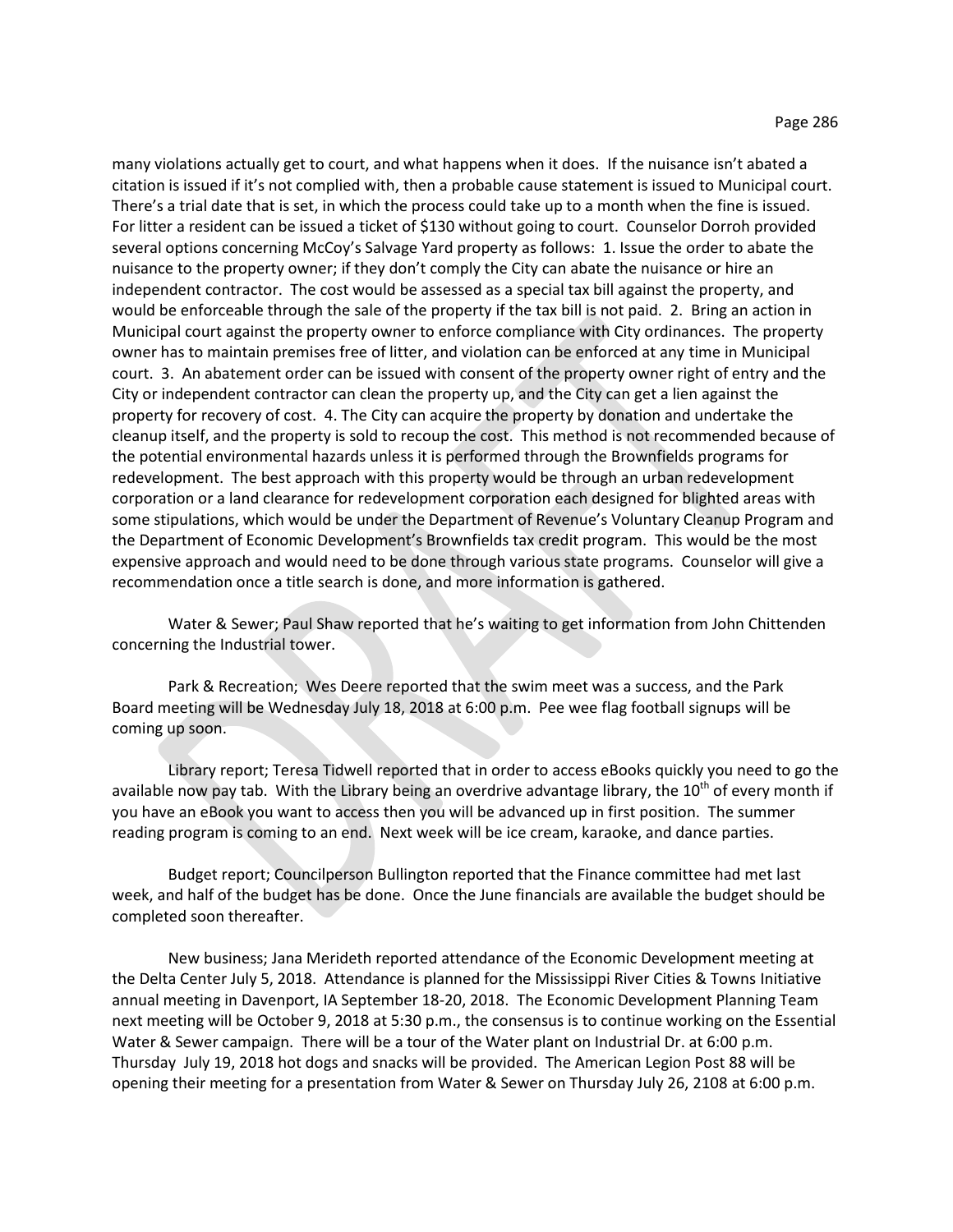many violations actually get to court, and what happens when it does. If the nuisance isn't abated a citation is issued if it's not complied with, then a probable cause statement is issued to Municipal court. There's a trial date that is set, in which the process could take up to a month when the fine is issued. For litter a resident can be issued a ticket of $130 without going to court. Counselor Dorroh provided several options concerning McCoy's Salvage Yard property as follows: 1. Issue the order to abate the nuisance to the property owner; if they don't comply the City can abate the nuisance or hire an independent contractor. The cost would be assessed as a special tax bill against the property, and would be enforceable through the sale of the property if the tax bill is not paid. 2. Bring an action in Municipal court against the property owner to enforce compliance with City ordinances. The property owner has to maintain premises free of litter, and violation can be enforced at any time in Municipal court. 3. An abatement order can be issued with consent of the property owner right of entry and the City or independent contractor can clean the property up, and the City can get a lien against the property for recovery of cost. 4. The City can acquire the property by donation and undertake the cleanup itself, and the property is sold to recoup the cost. This method is not recommended because of the potential environmental hazards unless it is performed through the Brownfields programs for redevelopment. The best approach with this property would be through an urban redevelopment corporation or a land clearance for redevelopment corporation each designed for blighted areas with some stipulations, which would be under the Department of Revenue's Voluntary Cleanup Program and the Department of Economic Development's Brownfields tax credit program. This would be the most expensive approach and would need to be done through various state programs. Counselor will give a recommendation once a title search is done, and more information is gathered.

Water & Sewer; Paul Shaw reported that he's waiting to get information from John Chittenden concerning the Industrial tower.

Park & Recreation; Wes Deere reported that the swim meet was a success, and the Park Board meeting will be Wednesday July 18, 2018 at 6:00 p.m. Pee wee flag football signups will be coming up soon.

Library report; Teresa Tidwell reported that in order to access eBooks quickly you need to go the available now pay tab. With the Library being an overdrive advantage library, the 10th of every month if you have an eBook you want to access then you will be advanced up in first position. The summer reading program is coming to an end. Next week will be ice cream, karaoke, and dance parties.

Budget report; Councilperson Bullington reported that the Finance committee had met last week, and half of the budget has be done. Once the June financials are available the budget should be completed soon thereafter.

New business; Jana Merideth reported attendance of the Economic Development meeting at the Delta Center July 5, 2018. Attendance is planned for the Mississippi River Cities & Towns Initiative annual meeting in Davenport, IA September 18-20, 2018. The Economic Development Planning Team next meeting will be October 9, 2018 at 5:30 p.m., the consensus is to continue working on the Essential Water & Sewer campaign. There will be a tour of the Water plant on Industrial Dr. at 6:00 p.m. Thursday July 19, 2018 hot dogs and snacks will be provided. The American Legion Post 88 will be opening their meeting for a presentation from Water & Sewer on Thursday July 26, 2108 at 6:00 p.m.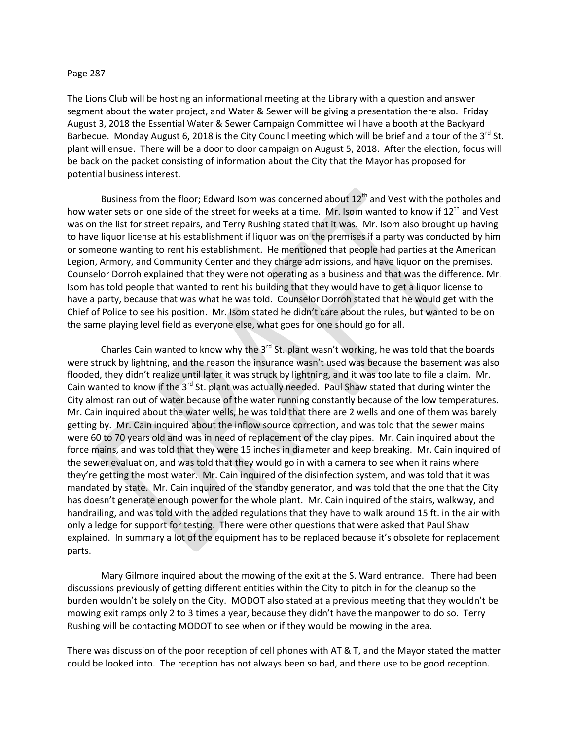The Lions Club will be hosting an informational meeting at the Library with a question and answer segment about the water project, and Water & Sewer will be giving a presentation there also. Friday August 3, 2018 the Essential Water & Sewer Campaign Committee will have a booth at the Backyard Barbecue. Monday August 6, 2018 is the City Council meeting which will be brief and a tour of the 3rd St. plant will ensue. There will be a door to door campaign on August 5, 2018. After the election, focus will be back on the packet consisting of information about the City that the Mayor has proposed for potential business interest.

Business from the floor; Edward Isom was concerned about 12th and Vest with the potholes and how water sets on one side of the street for weeks at a time. Mr. Isom wanted to know if 12th and Vest was on the list for street repairs, and Terry Rushing stated that it was. Mr. Isom also brought up having to have liquor license at his establishment if liquor was on the premises if a party was conducted by him or someone wanting to rent his establishment. He mentioned that people had parties at the American Legion, Armory, and Community Center and they charge admissions, and have liquor on the premises. Counselor Dorroh explained that they were not operating as a business and that was the difference. Mr. Isom has told people that wanted to rent his building that they would have to get a liquor license to have a party, because that was what he was told. Counselor Dorroh stated that he would get with the Chief of Police to see his position. Mr. Isom stated he didn't care about the rules, but wanted to be on the same playing level field as everyone else, what goes for one should go for all.

Charles Cain wanted to know why the 3rd St. plant wasn't working, he was told that the boards were struck by lightning, and the reason the insurance wasn't used was because the basement was also flooded, they didn't realize until later it was struck by lightning, and it was too late to file a claim. Mr. Cain wanted to know if the 3rd St. plant was actually needed. Paul Shaw stated that during winter the City almost ran out of water because of the water running constantly because of the low temperatures. Mr. Cain inquired about the water wells, he was told that there are 2 wells and one of them was barely getting by. Mr. Cain inquired about the inflow source correction, and was told that the sewer mains were 60 to 70 years old and was in need of replacement of the clay pipes. Mr. Cain inquired about the force mains, and was told that they were 15 inches in diameter and keep breaking. Mr. Cain inquired of the sewer evaluation, and was told that they would go in with a camera to see when it rains where they're getting the most water. Mr. Cain inquired of the disinfection system, and was told that it was mandated by state. Mr. Cain inquired of the standby generator, and was told that the one that the City has doesn't generate enough power for the whole plant. Mr. Cain inquired of the stairs, walkway, and handrailing, and was told with the added regulations that they have to walk around 15 ft. in the air with only a ledge for support for testing. There were other questions that were asked that Paul Shaw explained. In summary a lot of the equipment has to be replaced because it's obsolete for replacement parts.

Mary Gilmore inquired about the mowing of the exit at the S. Ward entrance. There had been discussions previously of getting different entities within the City to pitch in for the cleanup so the burden wouldn't be solely on the City. MODOT also stated at a previous meeting that they wouldn't be mowing exit ramps only 2 to 3 times a year, because they didn't have the manpower to do so. Terry Rushing will be contacting MODOT to see when or if they would be mowing in the area.

There was discussion of the poor reception of cell phones with AT & T, and the Mayor stated the matter could be looked into. The reception has not always been so bad, and there use to be good reception.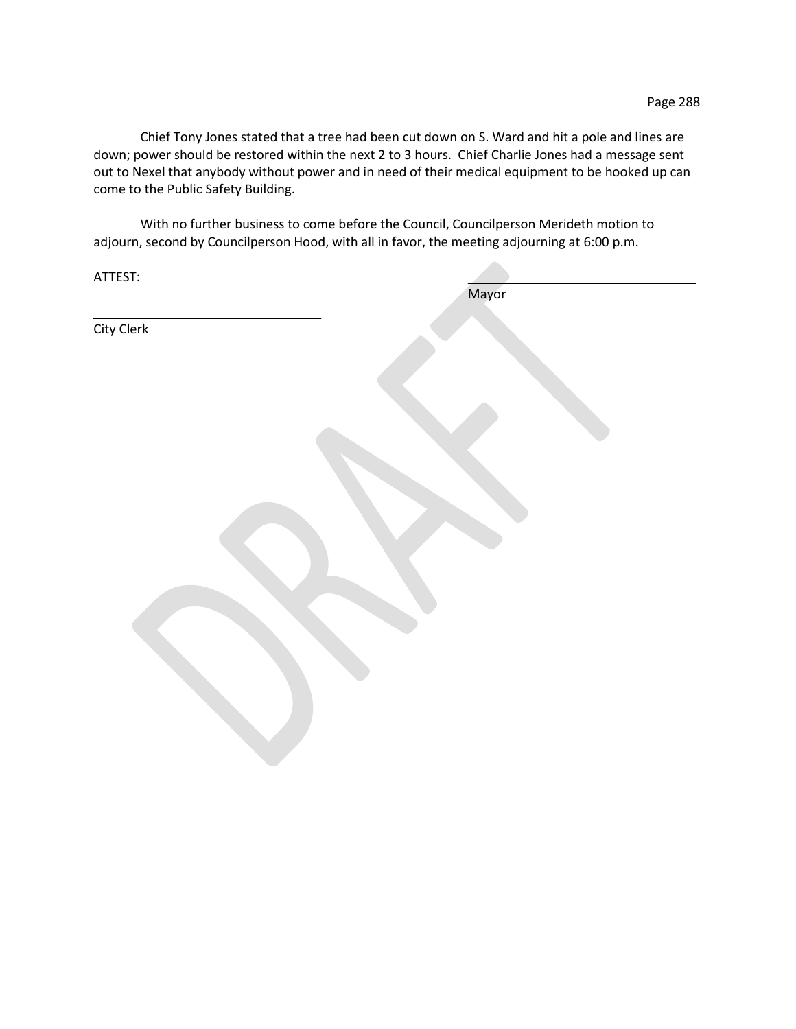Chief Tony Jones stated that a tree had been cut down on S. Ward and hit a pole and lines are down; power should be restored within the next 2 to 3 hours. Chief Charlie Jones had a message sent out to Nexel that anybody without power and in need of their medical equipment to be hooked up can come to the Public Safety Building.

With no further business to come before the Council, Councilperson Merideth motion to adjourn, second by Councilperson Hood, with all in favor, the meeting adjourning at 6:00 p.m.

ATTEST:

\_\_\_\_\_\_\_\_\_\_\_\_\_\_\_\_\_\_\_\_\_\_\_\_\_\_\_\_\_\_\_\_
Mayor

\_\_\_\_\_\_\_\_\_\_\_\_\_\_\_\_\_\_\_\_\_\_\_\_\_\_\_\_\_\_\_\_
City Clerk

DRAFT